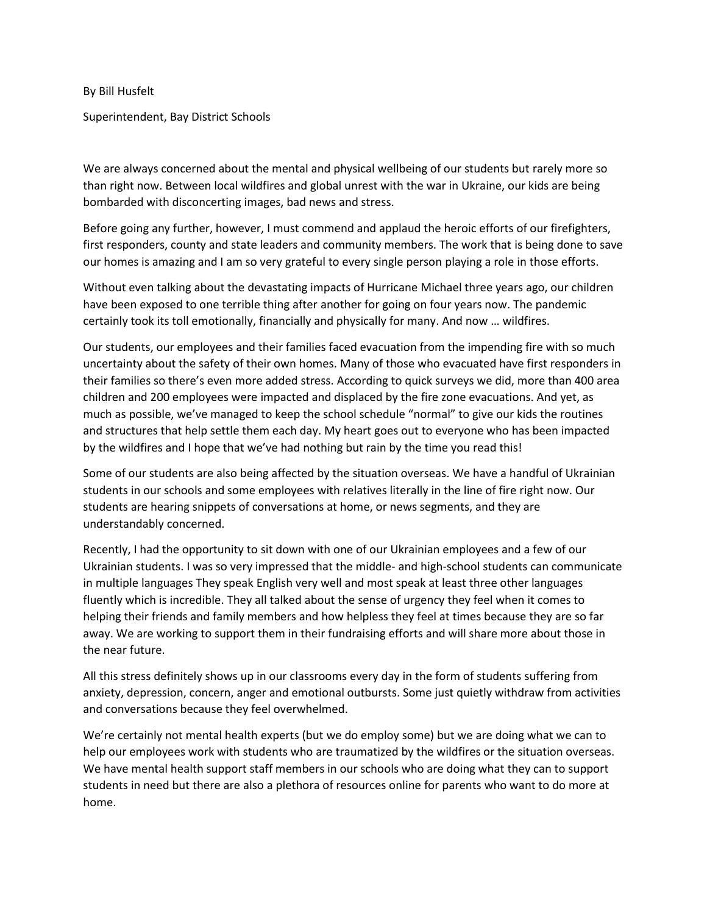By Bill Husfelt

Superintendent, Bay District Schools

We are always concerned about the mental and physical wellbeing of our students but rarely more so than right now. Between local wildfires and global unrest with the war in Ukraine, our kids are being bombarded with disconcerting images, bad news and stress.

Before going any further, however, I must commend and applaud the heroic efforts of our firefighters, first responders, county and state leaders and community members. The work that is being done to save our homes is amazing and I am so very grateful to every single person playing a role in those efforts.

Without even talking about the devastating impacts of Hurricane Michael three years ago, our children have been exposed to one terrible thing after another for going on four years now. The pandemic certainly took its toll emotionally, financially and physically for many. And now … wildfires.

Our students, our employees and their families faced evacuation from the impending fire with so much uncertainty about the safety of their own homes. Many of those who evacuated have first responders in their families so there's even more added stress. According to quick surveys we did, more than 400 area children and 200 employees were impacted and displaced by the fire zone evacuations. And yet, as much as possible, we've managed to keep the school schedule "normal" to give our kids the routines and structures that help settle them each day. My heart goes out to everyone who has been impacted by the wildfires and I hope that we've had nothing but rain by the time you read this!

Some of our students are also being affected by the situation overseas. We have a handful of Ukrainian students in our schools and some employees with relatives literally in the line of fire right now. Our students are hearing snippets of conversations at home, or news segments, and they are understandably concerned.

Recently, I had the opportunity to sit down with one of our Ukrainian employees and a few of our Ukrainian students. I was so very impressed that the middle- and high-school students can communicate in multiple languages They speak English very well and most speak at least three other languages fluently which is incredible. They all talked about the sense of urgency they feel when it comes to helping their friends and family members and how helpless they feel at times because they are so far away. We are working to support them in their fundraising efforts and will share more about those in the near future.

All this stress definitely shows up in our classrooms every day in the form of students suffering from anxiety, depression, concern, anger and emotional outbursts. Some just quietly withdraw from activities and conversations because they feel overwhelmed.

We're certainly not mental health experts (but we do employ some) but we are doing what we can to help our employees work with students who are traumatized by the wildfires or the situation overseas. We have mental health support staff members in our schools who are doing what they can to support students in need but there are also a plethora of resources online for parents who want to do more at home.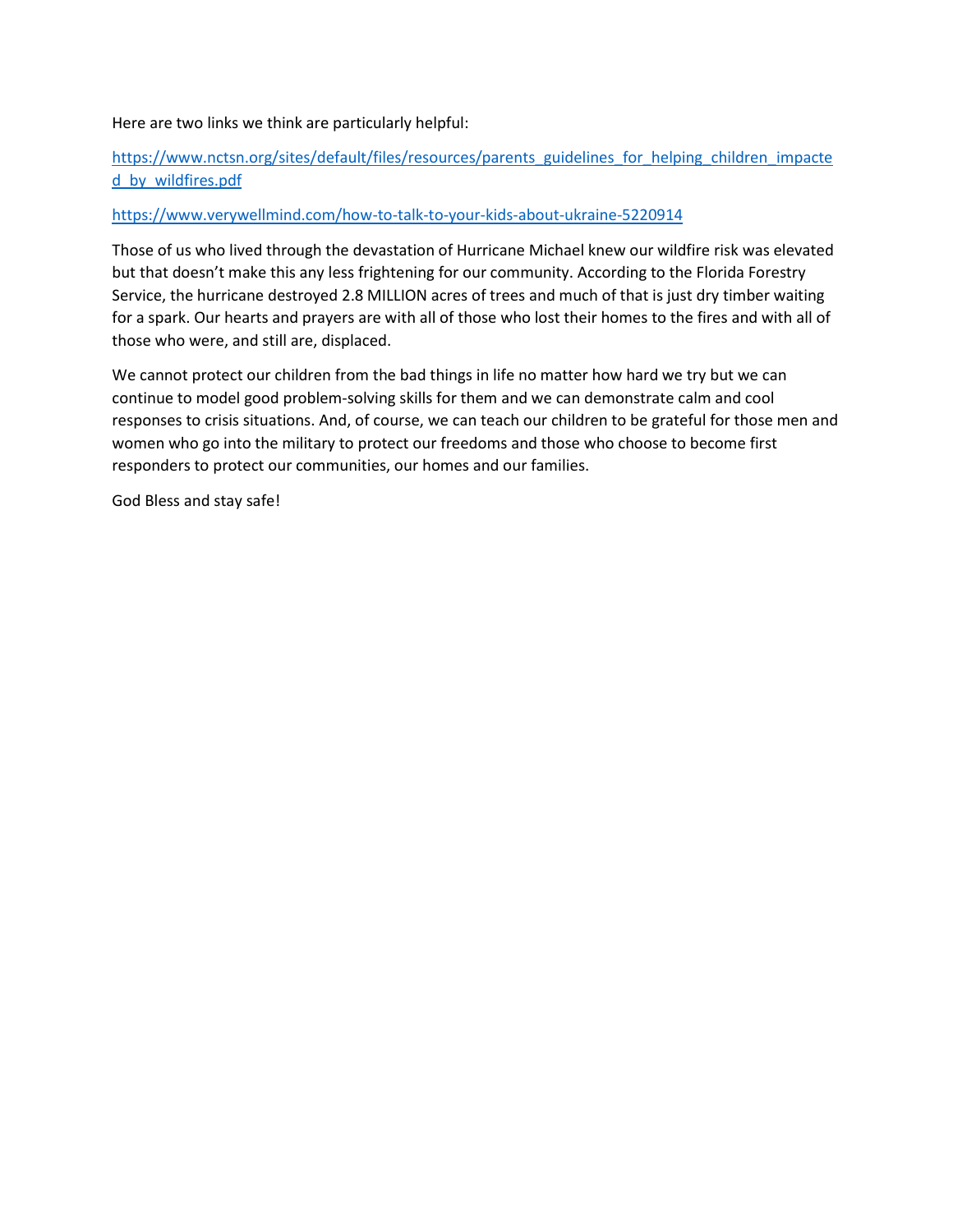Here are two links we think are particularly helpful:

https://www.nctsn.org/sites/default/files/resources/parents_guidelines_for_helping_children_impacted_by_wildfires.pdf

https://www.verywellmind.com/how-to-talk-to-your-kids-about-ukraine-5220914

Those of us who lived through the devastation of Hurricane Michael knew our wildfire risk was elevated but that doesn't make this any less frightening for our community. According to the Florida Forestry Service, the hurricane destroyed 2.8 MILLION acres of trees and much of that is just dry timber waiting for a spark. Our hearts and prayers are with all of those who lost their homes to the fires and with all of those who were, and still are, displaced.

We cannot protect our children from the bad things in life no matter how hard we try but we can continue to model good problem-solving skills for them and we can demonstrate calm and cool responses to crisis situations. And, of course, we can teach our children to be grateful for those men and women who go into the military to protect our freedoms and those who choose to become first responders to protect our communities, our homes and our families.

God Bless and stay safe!